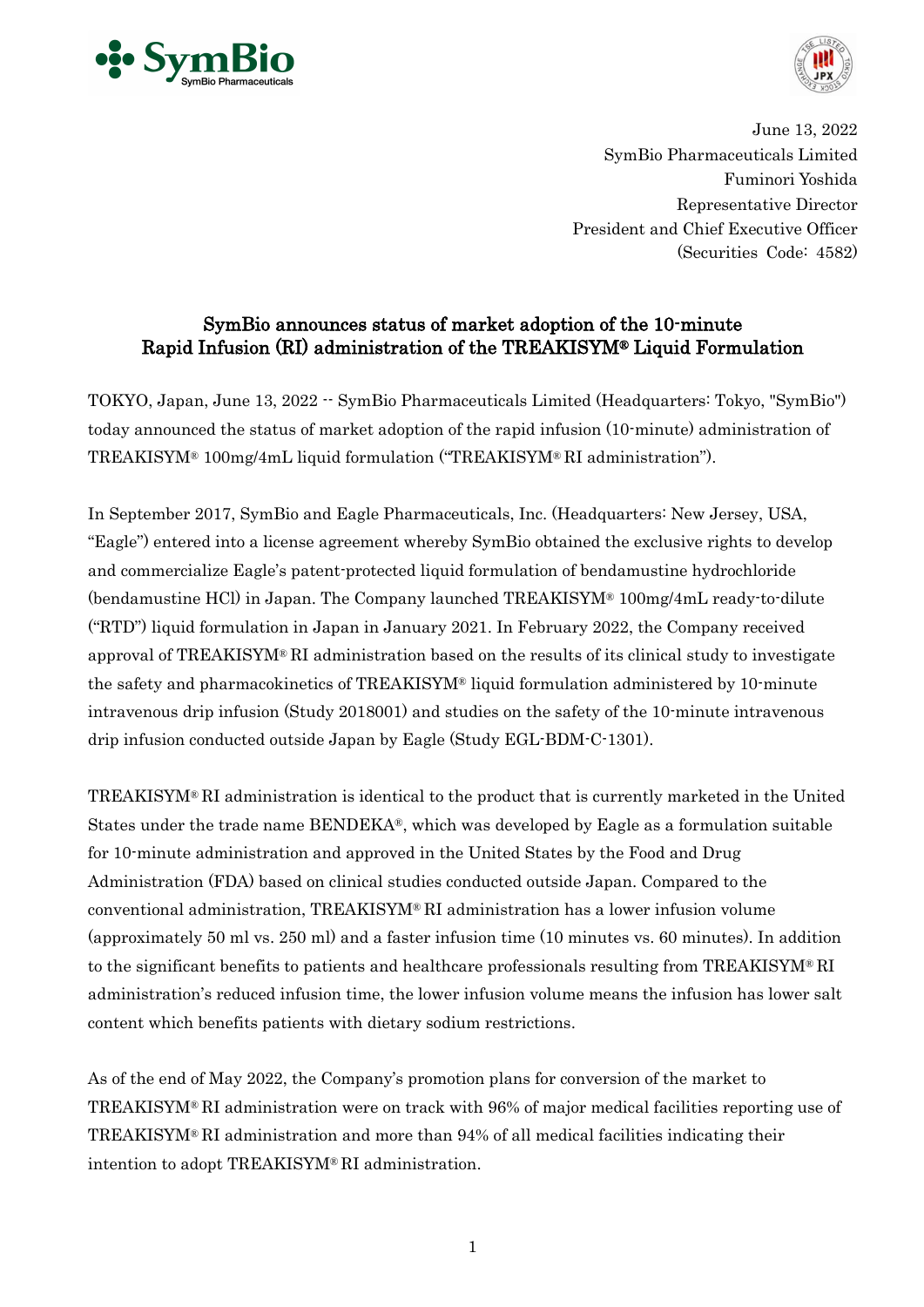June 13, 2022
SymBio Pharmaceuticals Limited
Fuminori Yoshida
Representative Director
President and Chief Executive Officer
(Securities Code: 4582)

# SymBio announces status of market adoption of the 10-minute Rapid Infusion (RI) administration of the TREAKISYM® Liquid Formulation

TOKYO, Japan, June 13, 2022 -- SymBio Pharmaceuticals Limited (Headquarters: Tokyo, "SymBio") today announced the status of market adoption of the rapid infusion (10-minute) administration of TREAKISYM® 100mg/4mL liquid formulation ("TREAKISYM® RI administration").

In September 2017, SymBio and Eagle Pharmaceuticals, Inc. (Headquarters: New Jersey, USA, "Eagle") entered into a license agreement whereby SymBio obtained the exclusive rights to develop and commercialize Eagle's patent-protected liquid formulation of bendamustine hydrochloride (bendamustine HCl) in Japan. The Company launched TREAKISYM® 100mg/4mL ready-to-dilute ("RTD") liquid formulation in Japan in January 2021. In February 2022, the Company received approval of TREAKISYM® RI administration based on the results of its clinical study to investigate the safety and pharmacokinetics of TREAKISYM® liquid formulation administered by 10-minute intravenous drip infusion (Study 2018001) and studies on the safety of the 10-minute intravenous drip infusion conducted outside Japan by Eagle (Study EGL-BDM-C-1301).

TREAKISYM® RI administration is identical to the product that is currently marketed in the United States under the trade name BENDEKA®, which was developed by Eagle as a formulation suitable for 10-minute administration and approved in the United States by the Food and Drug Administration (FDA) based on clinical studies conducted outside Japan. Compared to the conventional administration, TREAKISYM® RI administration has a lower infusion volume (approximately 50 ml vs. 250 ml) and a faster infusion time (10 minutes vs. 60 minutes). In addition to the significant benefits to patients and healthcare professionals resulting from TREAKISYM® RI administration's reduced infusion time, the lower infusion volume means the infusion has lower salt content which benefits patients with dietary sodium restrictions.

As of the end of May 2022, the Company's promotion plans for conversion of the market to TREAKISYM® RI administration were on track with 96% of major medical facilities reporting use of TREAKISYM® RI administration and more than 94% of all medical facilities indicating their intention to adopt TREAKISYM® RI administration.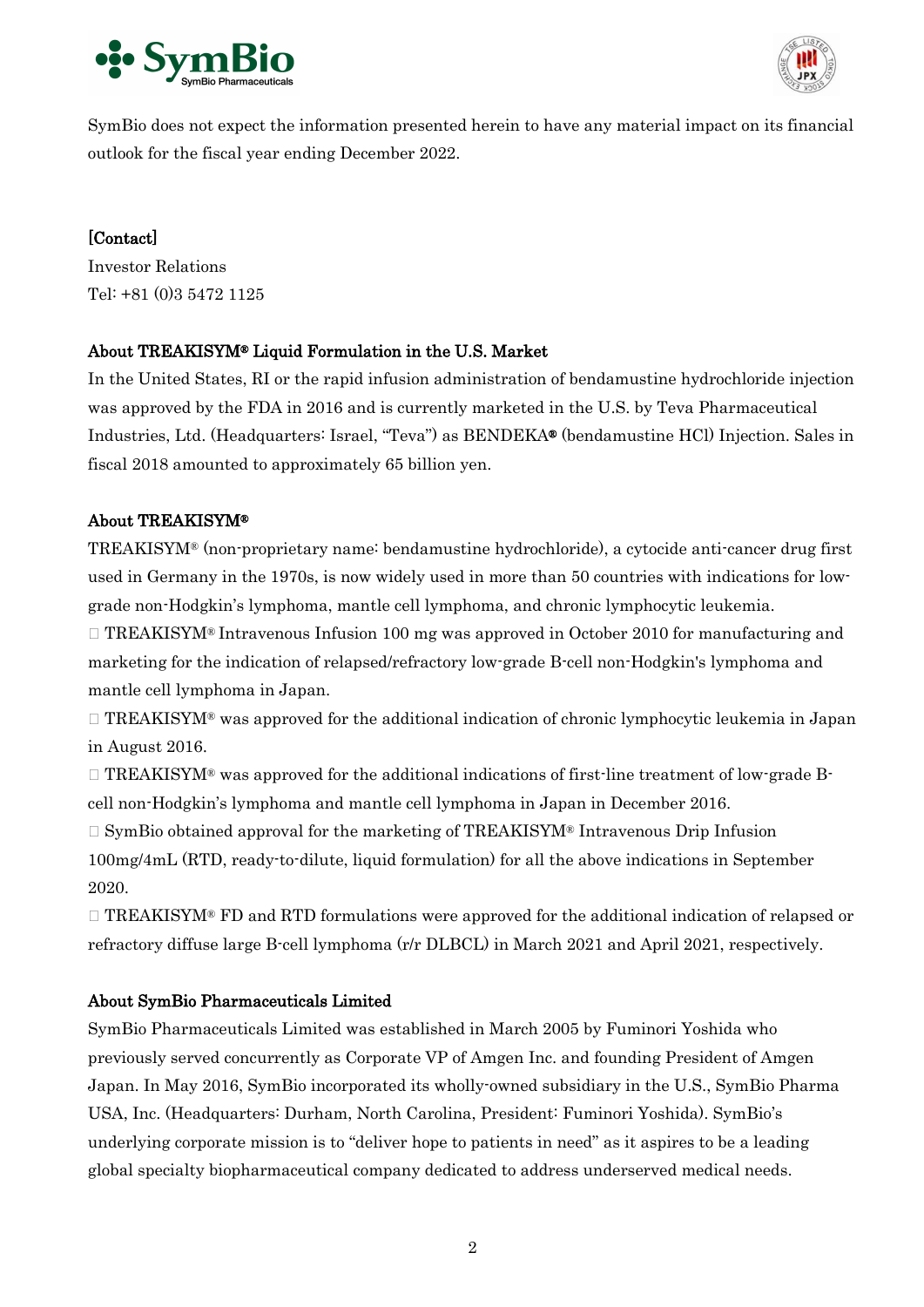SymBio does not expect the information presented herein to have any material impact on its financial outlook for the fiscal year ending December 2022.

[Contact]
Investor Relations
Tel: +81 (0)3 5472 1125

**About TREAKISYM® Liquid Formulation in the U.S. Market**

In the United States, RI or the rapid infusion administration of bendamustine hydrochloride injection was approved by the FDA in 2016 and is currently marketed in the U.S. by Teva Pharmaceutical Industries, Ltd. (Headquarters: Israel, "Teva") as BENDEKA® (bendamustine HCl) Injection. Sales in fiscal 2018 amounted to approximately 65 billion yen.

**About TREAKISYM®**

TREAKISYM® (non-proprietary name: bendamustine hydrochloride), a cytocide anti-cancer drug first used in Germany in the 1970s, is now widely used in more than 50 countries with indications for low-grade non-Hodgkin's lymphoma, mantle cell lymphoma, and chronic lymphocytic leukemia.

- TREAKISYM® Intravenous Infusion 100 mg was approved in October 2010 for manufacturing and marketing for the indication of relapsed/refractory low-grade B-cell non-Hodgkin's lymphoma and mantle cell lymphoma in Japan.
- TREAKISYM® was approved for the additional indication of chronic lymphocytic leukemia in Japan in August 2016.
- TREAKISYM® was approved for the additional indications of first-line treatment of low-grade B-cell non-Hodgkin's lymphoma and mantle cell lymphoma in Japan in December 2016.
- SymBio obtained approval for the marketing of TREAKISYM® Intravenous Drip Infusion 100mg/4mL (RTD, ready-to-dilute, liquid formulation) for all the above indications in September 2020.
- TREAKISYM® FD and RTD formulations were approved for the additional indication of relapsed or refractory diffuse large B-cell lymphoma (r/r DLBCL) in March 2021 and April 2021, respectively.

**About SymBio Pharmaceuticals Limited**

SymBio Pharmaceuticals Limited was established in March 2005 by Fuminori Yoshida who previously served concurrently as Corporate VP of Amgen Inc. and founding President of Amgen Japan. In May 2016, SymBio incorporated its wholly-owned subsidiary in the U.S., SymBio Pharma USA, Inc. (Headquarters: Durham, North Carolina, President: Fuminori Yoshida). SymBio's underlying corporate mission is to "deliver hope to patients in need" as it aspires to be a leading global specialty biopharmaceutical company dedicated to address underserved medical needs.